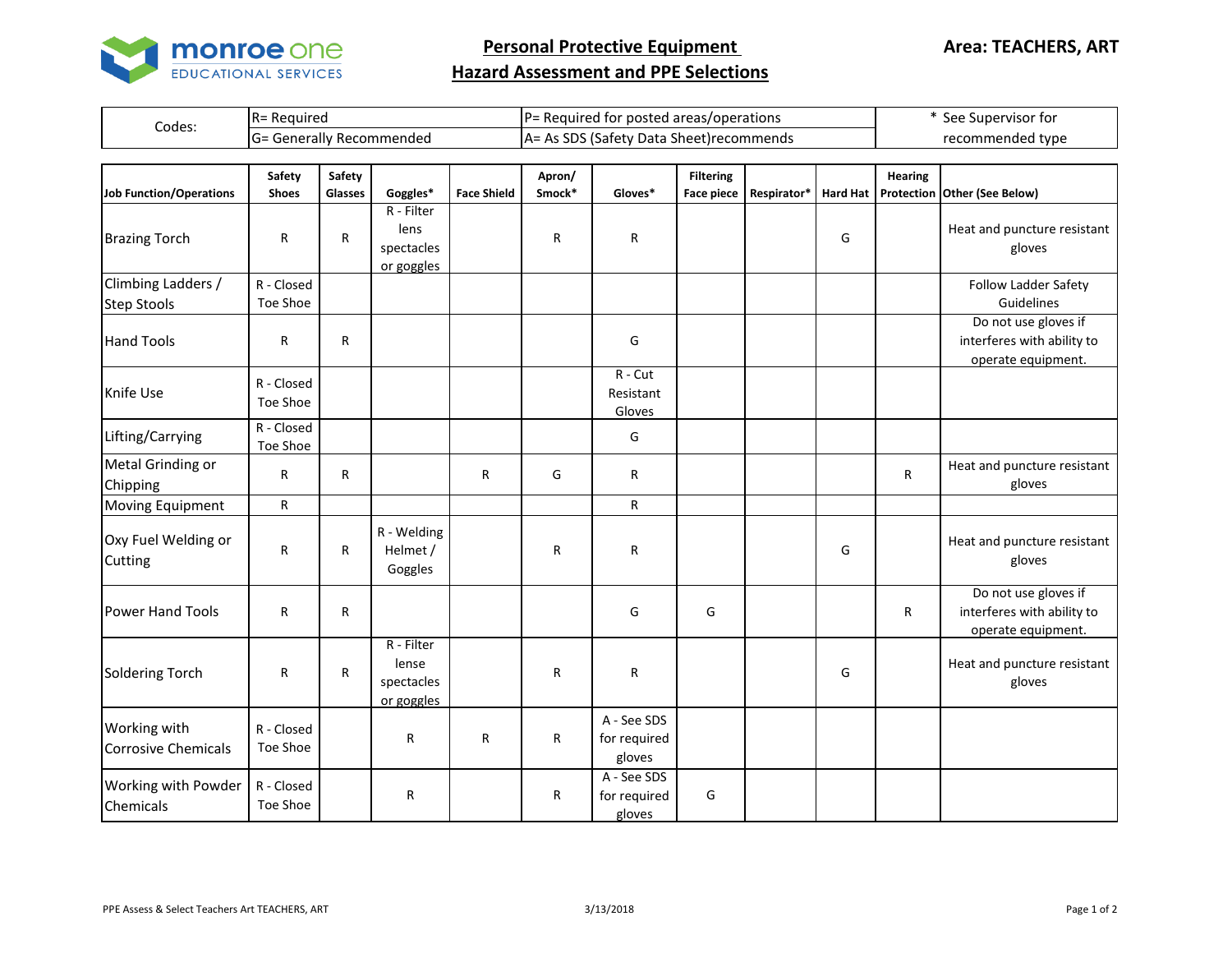monroe one
EDUCATIONAL SERVICES

# Personal Protective Equipment
# Hazard Assessment and PPE Selections

**Area: TEACHERS, ART**

| Codes: | R= Required | P= Required for posted areas/operations | * See Supervisor for recommended type |
|---|---|---|---|
| | G= Generally Recommended | A= As SDS (Safety Data Sheet)recommends | |

| Job Function/Operations | Safety Shoes | Safety Glasses | Goggles* | Face Shield | Apron/ Smock* | Gloves* | Filtering Face piece | Respirator* | Hard Hat | Hearing Protection | Other (See Below) |
|---|---|---|---|---|---|---|---|---|---|---|---|
| Brazing Torch | R | R | R - Filter lens spectacles or goggles | | R | R | | | G | | Heat and puncture resistant gloves |
| Climbing Ladders / Step Stools | R - Closed Toe Shoe | | | | | | | | | | Follow Ladder Safety Guidelines |
| Hand Tools | R | R | | | | G | | | | | Do not use gloves if interferes with ability to operate equipment. |
| Knife Use | R - Closed Toe Shoe | | | | | R - Cut Resistant Gloves | | | | | |
| Lifting/Carrying | R - Closed Toe Shoe | | | | | G | | | | | |
| Metal Grinding or Chipping | R | R | | R | G | R | | | | R | Heat and puncture resistant gloves |
| Moving Equipment | R | | | | | R | | | | | |
| Oxy Fuel Welding or Cutting | R | R | R - Welding Helmet / Goggles | | R | R | | | G | | Heat and puncture resistant gloves |
| Power Hand Tools | R | R | | | | G | G | | | R | Do not use gloves if interferes with ability to operate equipment. |
| Soldering Torch | R | R | R - Filter lense spectacles or goggles | | R | R | | | G | | Heat and puncture resistant gloves |
| Working with Corrosive Chemicals | R - Closed Toe Shoe | | R | R | R | A - See SDS for required gloves | | | | | |
| Working with Powder Chemicals | R - Closed Toe Shoe | | R | | R | A - See SDS for required gloves | G | | | | |

PPE Assess & Select Teachers Art TEACHERS, ART 3/13/2018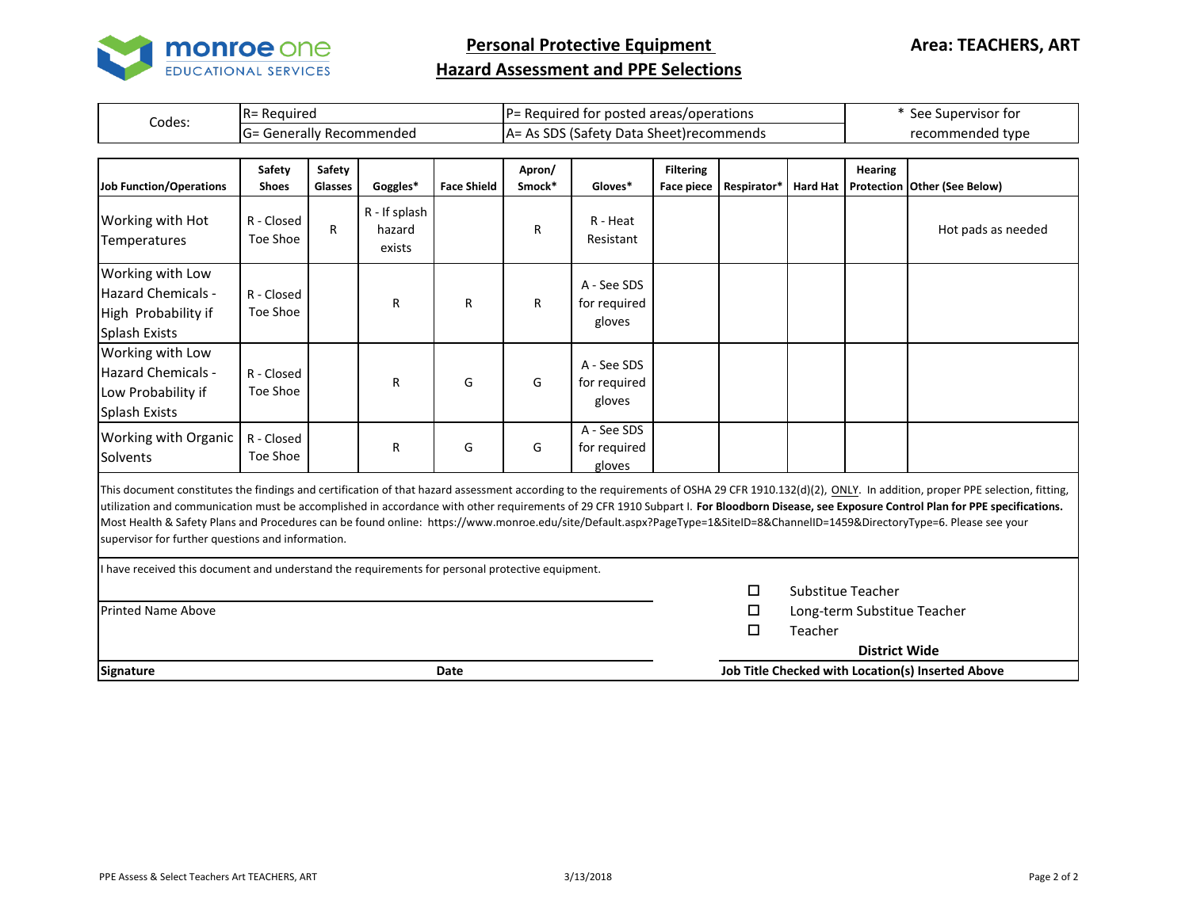# Personal Protective Equipment
# Hazard Assessment and PPE Selections

**Area: TEACHERS, ART**

| | | | |
|---|---|---|---|
| Codes: | R= Required | P= Required for posted areas/operations | * See Supervisor for recommended type |
| | G= Generally Recommended | A= As SDS (Safety Data Sheet)recommends | |

| Job Function/Operations | Safety Shoes | Safety Glasses | Goggles* | Face Shield | Apron/ Smock* | Gloves* | Filtering Face piece | Respirator* | Hard Hat | Hearing Protection | Other (See Below) |
|---|---|---|---|---|---|---|---|---|---|---|---|
| Working with Hot Temperatures | R - Closed Toe Shoe | R | R - If splash hazard exists | | R | R - Heat Resistant | | | | | Hot pads as needed |
| Working with Low Hazard Chemicals - High Probability if Splash Exists | R - Closed Toe Shoe | | R | R | R | A - See SDS for required gloves | | | | | |
| Working with Low Hazard Chemicals - Low Probability if Splash Exists | R - Closed Toe Shoe | | R | G | G | A - See SDS for required gloves | | | | | |
| Working with Organic Solvents | R - Closed Toe Shoe | | R | G | G | A - See SDS for required gloves | | | | | |

This document constitutes the findings and certification of that hazard assessment according to the requirements of OSHA 29 CFR 1910.132(d)(2), ONLY. In addition, proper PPE selection, fitting, utilization and communication must be accomplished in accordance with other requirements of 29 CFR 1910 Subpart I. **For Bloodborn Disease, see Exposure Control Plan for PPE specifications.** Most Health & Safety Plans and Procedures can be found online: https://www.monroe.edu/site/Default.aspx?PageType=1&SiteID=8&ChannelID=1459&DirectoryType=6. Please see your supervisor for further questions and information.

I have received this document and understand the requirements for personal protective equipment.

Printed Name Above

- ☐ Substitue Teacher
- ☐ Long-term Substitue Teacher
- ☐ Teacher

**District Wide**

**Signature** **Date** **Job Title Checked with Location(s) Inserted Above**